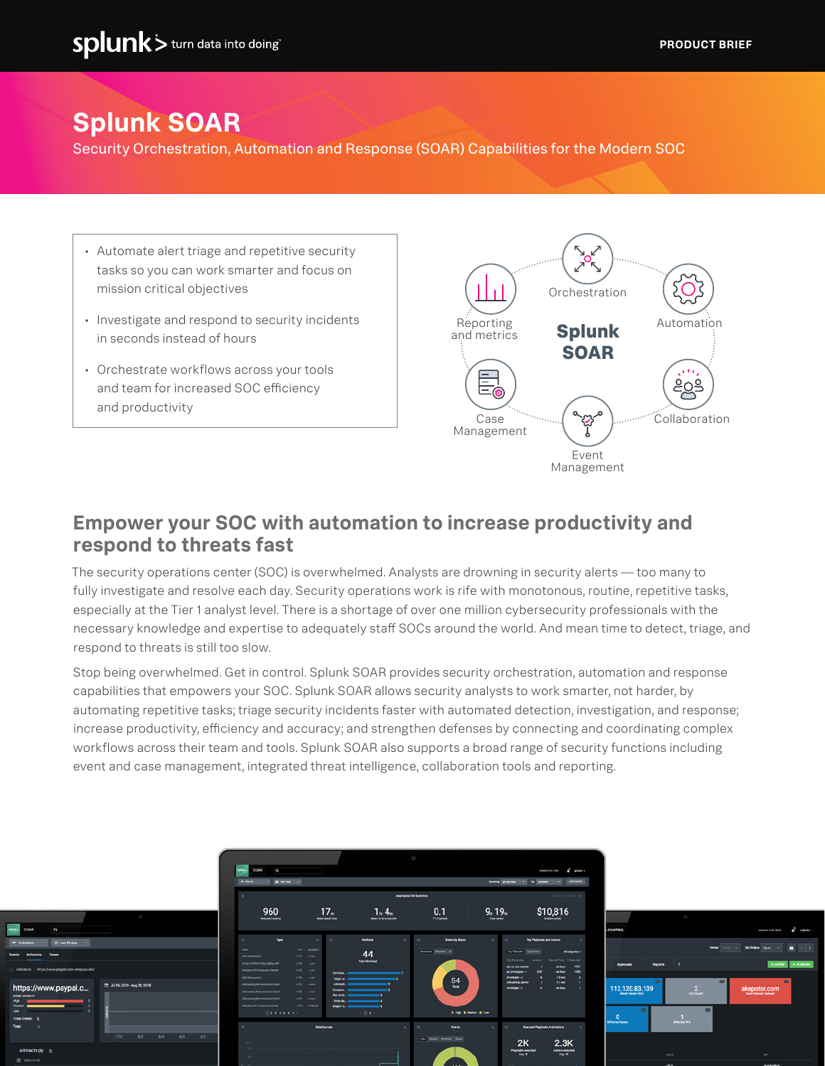PRODUCT BRIEF

# Splunk SOAR

Security Orchestration, Automation and Response (SOAR) Capabilities for the Modern SOC

- Automate alert triage and repetitive security tasks so you can work smarter and focus on mission critical objectives
- Investigate and respond to security incidents in seconds instead of hours
- Orchestrate workflows across your tools and team for increased SOC efficiency and productivity

Splunk SOAR: Orchestration, Automation, Collaboration, Event Management, Case Management, Reporting and metrics

## Empower your SOC with automation to increase productivity and respond to threats fast

The security operations center (SOC) is overwhelmed. Analysts are drowning in security alerts — too many to fully investigate and resolve each day. Security operations work is rife with monotonous, routine, repetitive tasks, especially at the Tier 1 analyst level. There is a shortage of over one million cybersecurity professionals with the necessary knowledge and expertise to adequately staff SOCs around the world. And mean time to detect, triage, and respond to threats is still too slow.

Stop being overwhelmed. Get in control. Splunk SOAR provides security orchestration, automation and response capabilities that empowers your SOC. Splunk SOAR allows security analysts to work smarter, not harder, by automating repetitive tasks; triage security incidents faster with automated detection, investigation, and response; increase productivity, efficiency and accuracy; and strengthen defenses by connecting and coordinating complex workflows across their team and tools. Splunk SOAR also supports a broad range of security functions including event and case management, integrated threat intelligence, collaboration tools and reporting.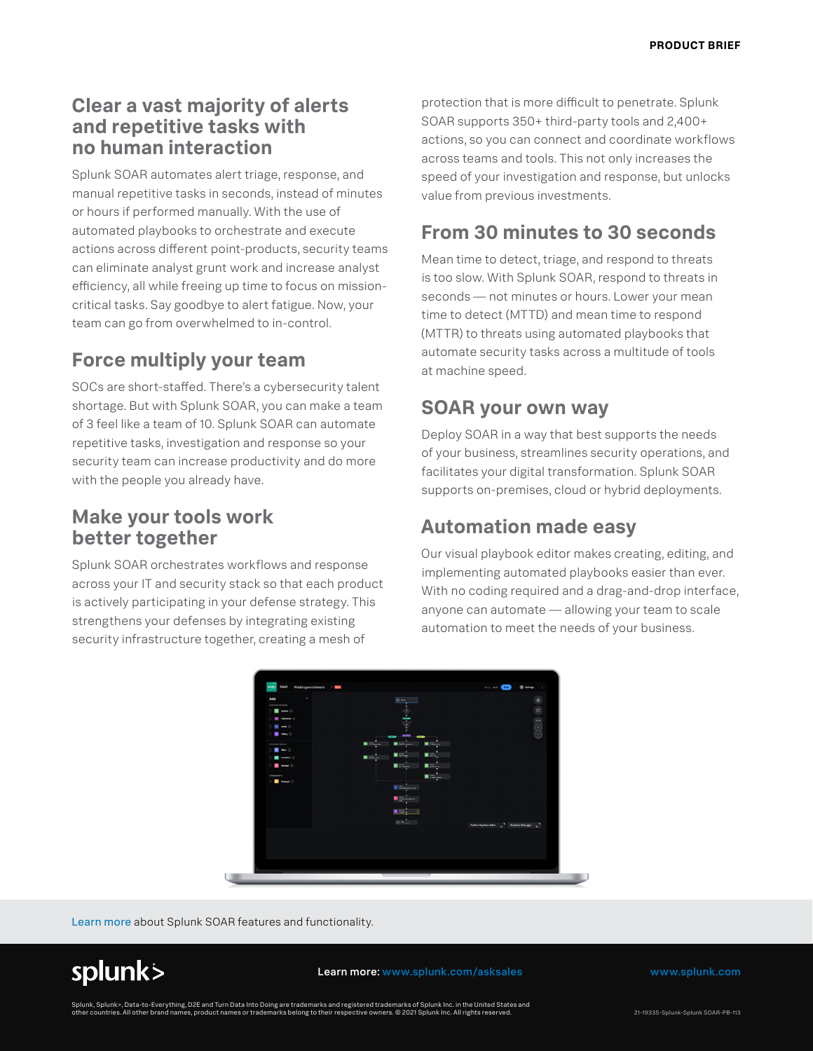## Clear a vast majority of alerts and repetitive tasks with no human interaction

Splunk SOAR automates alert triage, response, and manual repetitive tasks in seconds, instead of minutes or hours if performed manually. With the use of automated playbooks to orchestrate and execute actions across different point-products, security teams can eliminate analyst grunt work and increase analyst efficiency, all while freeing up time to focus on mission-critical tasks. Say goodbye to alert fatigue. Now, your team can go from overwhelmed to in-control.

## Force multiply your team

SOCs are short-staffed. There's a cybersecurity talent shortage. But with Splunk SOAR, you can make a team of 3 feel like a team of 10. Splunk SOAR can automate repetitive tasks, investigation and response so your security team can increase productivity and do more with the people you already have.

## Make your tools work better together

Splunk SOAR orchestrates workflows and response across your IT and security stack so that each product is actively participating in your defense strategy. This strengthens your defenses by integrating existing security infrastructure together, creating a mesh of protection that is more difficult to penetrate. Splunk SOAR supports 350+ third-party tools and 2,400+ actions, so you can connect and coordinate workflows across teams and tools. This not only increases the speed of your investigation and response, but unlocks value from previous investments.

## From 30 minutes to 30 seconds

Mean time to detect, triage, and respond to threats is too slow. With Splunk SOAR, respond to threats in seconds — not minutes or hours. Lower your mean time to detect (MTTD) and mean time to respond (MTTR) to threats using automated playbooks that automate security tasks across a multitude of tools at machine speed.

## SOAR your own way

Deploy SOAR in a way that best supports the needs of your business, streamlines security operations, and facilitates your digital transformation. Splunk SOAR supports on-premises, cloud or hybrid deployments.

## Automation made easy

Our visual playbook editor makes creating, editing, and implementing automated playbooks easier than ever. With no coding required and a drag-and-drop interface, anyone can automate — allowing your team to scale automation to meet the needs of your business.

Learn more about Splunk SOAR features and functionality.

splunk>

Learn more: www.splunk.com/asksales

www.splunk.com

Splunk, Splunk>, Data-to-Everything, D2E and Turn Data Into Doing are trademarks and registered trademarks of Splunk Inc. in the United States and other countries. All other brand names, product names or trademarks belong to their respective owners. © 2021 Splunk Inc. All rights reserved.

21-19335-Splunk-Splunk SOAR-PB-113